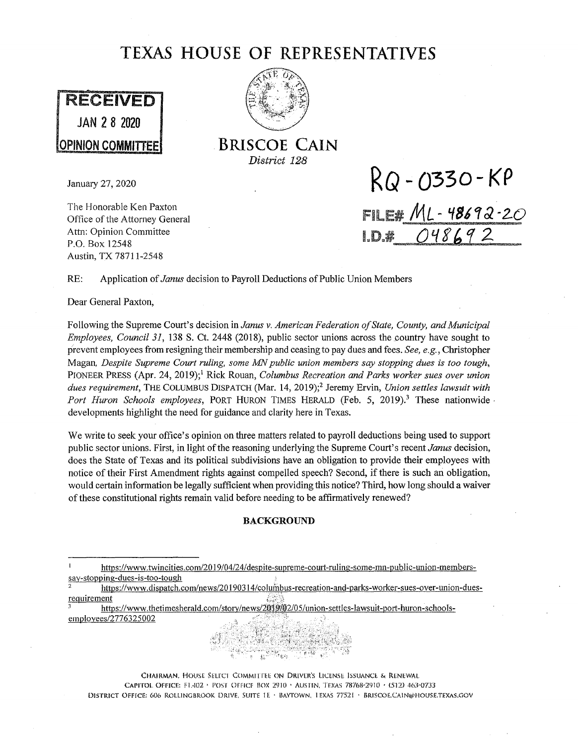# TEXAS HOUSE OF REPRESENTATIVES

**RECEIVED**
JAN 2 8 2020
**OPINION COMMITTEE**

**BRISCOE CAIN**
*District 128*

RQ-0330-KP

FILE# ML-48692-20
I.D.# 048692

January 27, 2020

The Honorable Ken Paxton
Office of the Attorney General
Attn: Opinion Committee
P.O. Box 12548
Austin, TX 78711-2548

RE: Application of *Janus* decision to Payroll Deductions of Public Union Members

Dear General Paxton,

Following the Supreme Court's decision in *Janus v. American Federation of State, County, and Municipal Employees, Council 31*, 138 S. Ct. 2448 (2018), public sector unions across the country have sought to prevent employees from resigning their membership and ceasing to pay dues and fees. *See, e.g.*, Christopher Magan, *Despite Supreme Court ruling, some MN public union members say stopping dues is too tough*, PIONEER PRESS (Apr. 24, 2019);[1] Rick Rouan, *Columbus Recreation and Parks worker sues over union dues requirement*, THE COLUMBUS DISPATCH (Mar. 14, 2019);[2] Jeremy Ervin, *Union settles lawsuit with Port Huron Schools employees*, PORT HURON TIMES HERALD (Feb. 5, 2019).[3] These nationwide developments highlight the need for guidance and clarity here in Texas.

We write to seek your office's opinion on three matters related to payroll deductions being used to support public sector unions. First, in light of the reasoning underlying the Supreme Court's recent *Janus* decision, does the State of Texas and its political subdivisions have an obligation to provide their employees with notice of their First Amendment rights against compelled speech? Second, if there is such an obligation, would certain information be legally sufficient when providing this notice? Third, how long should a waiver of these constitutional rights remain valid before needing to be affirmatively renewed?

## BACKGROUND

[1] https://www.twincities.com/2019/04/24/despite-supreme-court-ruling-some-mn-public-union-members-say-stopping-dues-is-too-tough

[2] https://www.dispatch.com/news/20190314/columbus-recreation-and-parks-worker-sues-over-union-dues-requirement

[3] https://www.thetimesherald.com/story/news/2019/02/05/union-settles-lawsuit-port-huron-schools-employees/2776325002

CHAIRMAN, HOUSE SELECT COMMITTEE ON DRIVER'S LICENSE ISSUANCE & RENEWAL
CAPITOL OFFICE: E1.402 · POST OFFICE BOX 2910 · AUSTIN, TEXAS 78768-2910 · (512) 463-0733
DISTRICT OFFICE: 606 ROLLINGBROOK DRIVE, SUITE 1E · BAYTOWN, TEXAS 77521 · BRISCOE.CAIN@HOUSE.TEXAS.GOV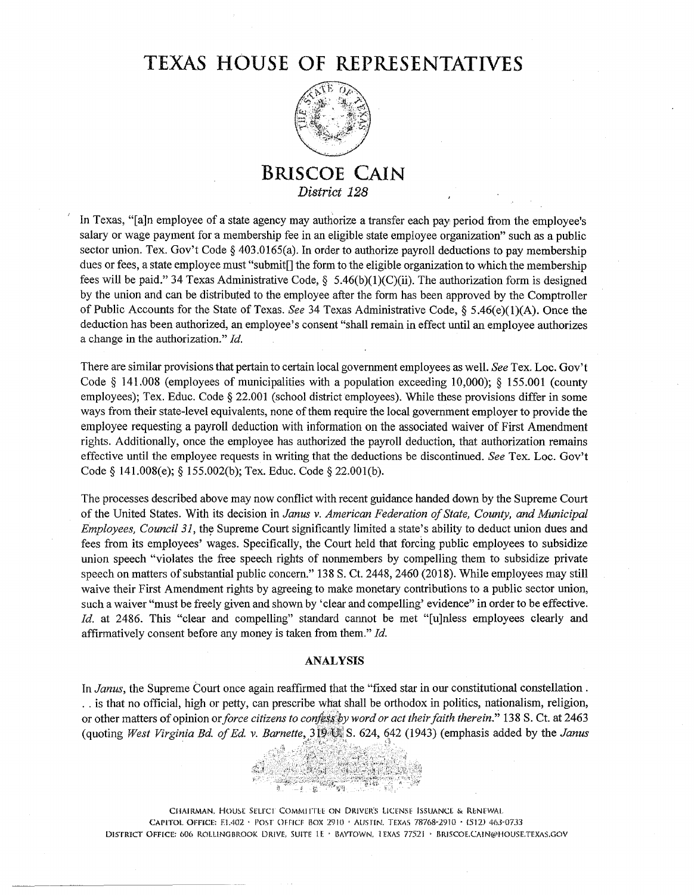# TEXAS HOUSE OF REPRESENTATIVES

## BRISCOE CAIN

*District 128*

In Texas, "[a]n employee of a state agency may authorize a transfer each pay period from the employee's salary or wage payment for a membership fee in an eligible state employee organization" such as a public sector union. Tex. Gov't Code § 403.0165(a). In order to authorize payroll deductions to pay membership dues or fees, a state employee must "submit[] the form to the eligible organization to which the membership fees will be paid." 34 Texas Administrative Code, § 5.46(b)(1)(C)(ii). The authorization form is designed by the union and can be distributed to the employee after the form has been approved by the Comptroller of Public Accounts for the State of Texas. *See* 34 Texas Administrative Code, § 5.46(e)(1)(A). Once the deduction has been authorized, an employee's consent "shall remain in effect until an employee authorizes a change in the authorization." *Id.*

There are similar provisions that pertain to certain local government employees as well. *See* Tex. Loc. Gov't Code § 141.008 (employees of municipalities with a population exceeding 10,000); § 155.001 (county employees); Tex. Educ. Code § 22.001 (school district employees). While these provisions differ in some ways from their state-level equivalents, none of them require the local government employer to provide the employee requesting a payroll deduction with information on the associated waiver of First Amendment rights. Additionally, once the employee has authorized the payroll deduction, that authorization remains effective until the employee requests in writing that the deductions be discontinued. *See* Tex. Loc. Gov't Code § 141.008(e); § 155.002(b); Tex. Educ. Code § 22.001(b).

The processes described above may now conflict with recent guidance handed down by the Supreme Court of the United States. With its decision in *Janus v. American Federation of State, County, and Municipal Employees, Council 31*, the Supreme Court significantly limited a state's ability to deduct union dues and fees from its employees' wages. Specifically, the Court held that forcing public employees to subsidize union speech "violates the free speech rights of nonmembers by compelling them to subsidize private speech on matters of substantial public concern." 138 S. Ct. 2448, 2460 (2018). While employees may still waive their First Amendment rights by agreeing to make monetary contributions to a public sector union, such a waiver "must be freely given and shown by 'clear and compelling' evidence" in order to be effective. *Id.* at 2486. This "clear and compelling" standard cannot be met "[u]nless employees clearly and affirmatively consent before any money is taken from them." *Id.*

### ANALYSIS

In *Janus*, the Supreme Court once again reaffirmed that the "fixed star in our constitutional constellation . . . is that no official, high or petty, can prescribe what shall be orthodox in politics, nationalism, religion, or other matters of opinion or *force citizens to confess by word or act their faith therein.*" 138 S. Ct. at 2463 (quoting *West Virginia Bd. of Ed. v. Barnette*, 319 U.S. 624, 642 (1943) (emphasis added by the *Janus*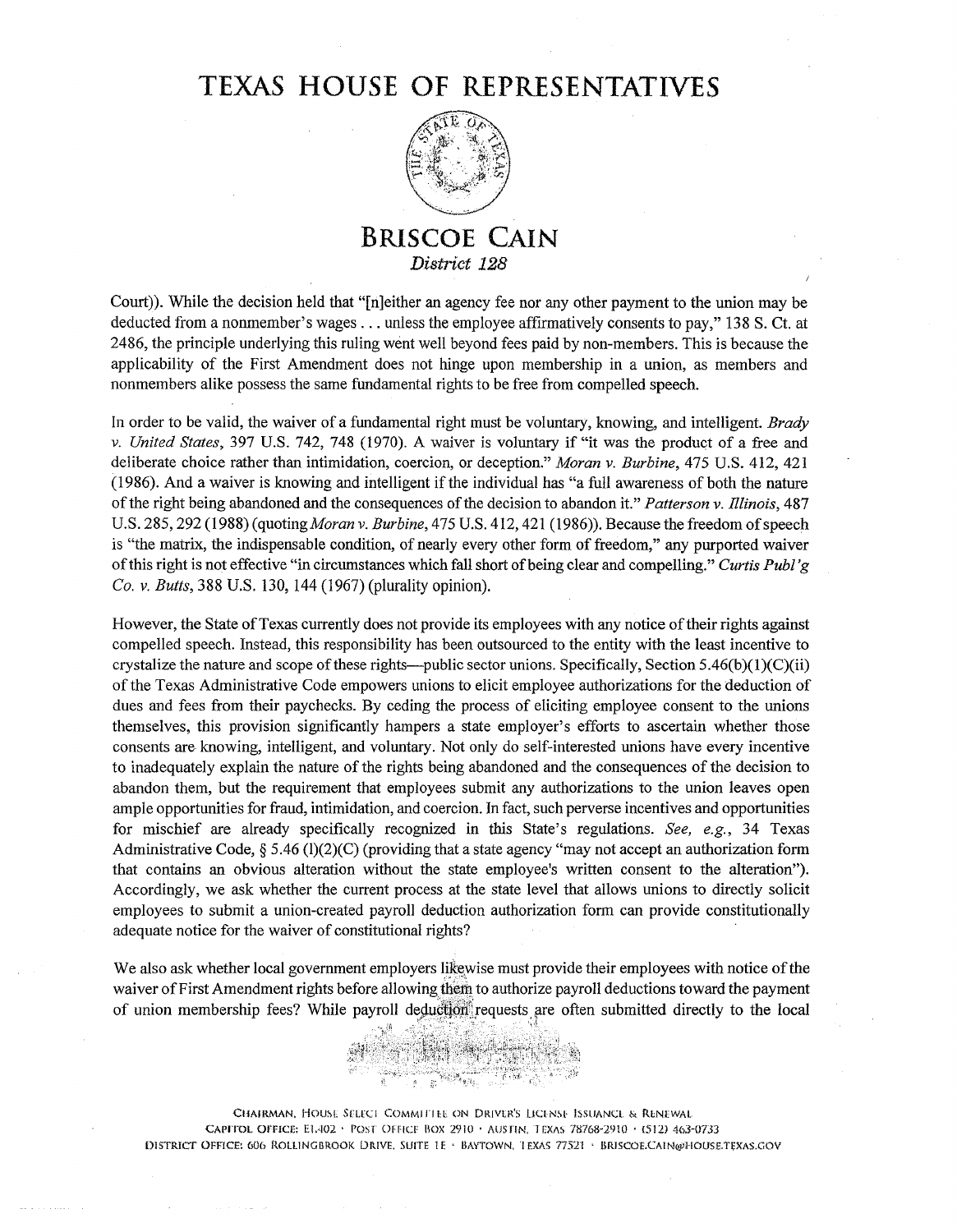Court)). While the decision held that "[n]either an agency fee nor any other payment to the union may be deducted from a nonmember's wages . . . unless the employee affirmatively consents to pay," 138 S. Ct. at 2486, the principle underlying this ruling went well beyond fees paid by non-members. This is because the applicability of the First Amendment does not hinge upon membership in a union, as members and nonmembers alike possess the same fundamental rights to be free from compelled speech.

In order to be valid, the waiver of a fundamental right must be voluntary, knowing, and intelligent. *Brady v. United States*, 397 U.S. 742, 748 (1970). A waiver is voluntary if "it was the product of a free and deliberate choice rather than intimidation, coercion, or deception." *Moran v. Burbine*, 475 U.S. 412, 421 (1986). And a waiver is knowing and intelligent if the individual has "a full awareness of both the nature of the right being abandoned and the consequences of the decision to abandon it." *Patterson v. Illinois*, 487 U.S. 285, 292 (1988) (quoting *Moran v. Burbine*, 475 U.S. 412, 421 (1986)). Because the freedom of speech is "the matrix, the indispensable condition, of nearly every other form of freedom," any purported waiver of this right is not effective "in circumstances which fall short of being clear and compelling." *Curtis Publ'g Co. v. Butts*, 388 U.S. 130, 144 (1967) (plurality opinion).

However, the State of Texas currently does not provide its employees with any notice of their rights against compelled speech. Instead, this responsibility has been outsourced to the entity with the least incentive to crystalize the nature and scope of these rights—public sector unions. Specifically, Section 5.46(b)(1)(C)(ii) of the Texas Administrative Code empowers unions to elicit employee authorizations for the deduction of dues and fees from their paychecks. By ceding the process of eliciting employee consent to the unions themselves, this provision significantly hampers a state employer's efforts to ascertain whether those consents are knowing, intelligent, and voluntary. Not only do self-interested unions have every incentive to inadequately explain the nature of the rights being abandoned and the consequences of the decision to abandon them, but the requirement that employees submit any authorizations to the union leaves open ample opportunities for fraud, intimidation, and coercion. In fact, such perverse incentives and opportunities for mischief are already specifically recognized in this State's regulations. *See, e.g.*, 34 Texas Administrative Code, § 5.46 (l)(2)(C) (providing that a state agency "may not accept an authorization form that contains an obvious alteration without the state employee's written consent to the alteration"). Accordingly, we ask whether the current process at the state level that allows unions to directly solicit employees to submit a union-created payroll deduction authorization form can provide constitutionally adequate notice for the waiver of constitutional rights?

We also ask whether local government employers likewise must provide their employees with notice of the waiver of First Amendment rights before allowing them to authorize payroll deductions toward the payment of union membership fees? While payroll deduction requests are often submitted directly to the local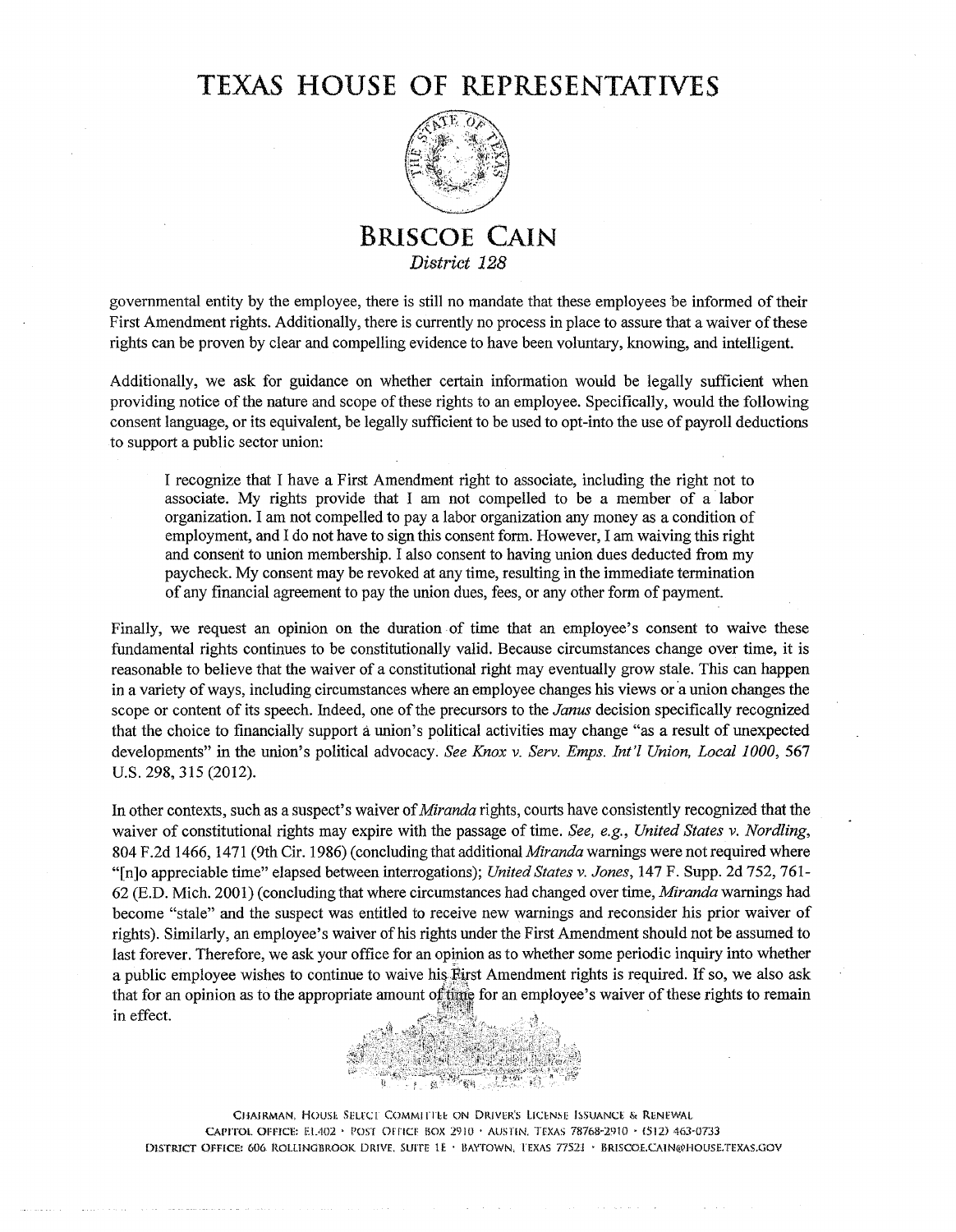governmental entity by the employee, there is still no mandate that these employees be informed of their First Amendment rights. Additionally, there is currently no process in place to assure that a waiver of these rights can be proven by clear and compelling evidence to have been voluntary, knowing, and intelligent.

Additionally, we ask for guidance on whether certain information would be legally sufficient when providing notice of the nature and scope of these rights to an employee. Specifically, would the following consent language, or its equivalent, be legally sufficient to be used to opt-into the use of payroll deductions to support a public sector union:

> I recognize that I have a First Amendment right to associate, including the right not to associate. My rights provide that I am not compelled to be a member of a labor organization. I am not compelled to pay a labor organization any money as a condition of employment, and I do not have to sign this consent form. However, I am waiving this right and consent to union membership. I also consent to having union dues deducted from my paycheck. My consent may be revoked at any time, resulting in the immediate termination of any financial agreement to pay the union dues, fees, or any other form of payment.

Finally, we request an opinion on the duration of time that an employee's consent to waive these fundamental rights continues to be constitutionally valid. Because circumstances change over time, it is reasonable to believe that the waiver of a constitutional right may eventually grow stale. This can happen in a variety of ways, including circumstances where an employee changes his views or a union changes the scope or content of its speech. Indeed, one of the precursors to the *Janus* decision specifically recognized that the choice to financially support a union's political activities may change "as a result of unexpected developments" in the union's political advocacy. *See Knox v. Serv. Emps. Int'l Union, Local 1000*, 567 U.S. 298, 315 (2012).

In other contexts, such as a suspect's waiver of *Miranda* rights, courts have consistently recognized that the waiver of constitutional rights may expire with the passage of time. *See, e.g., United States v. Nordling*, 804 F.2d 1466, 1471 (9th Cir. 1986) (concluding that additional *Miranda* warnings were not required where "[n]o appreciable time" elapsed between interrogations); *United States v. Jones*, 147 F. Supp. 2d 752, 761-62 (E.D. Mich. 2001) (concluding that where circumstances had changed over time, *Miranda* warnings had become "stale" and the suspect was entitled to receive new warnings and reconsider his prior waiver of rights). Similarly, an employee's waiver of his rights under the First Amendment should not be assumed to last forever. Therefore, we ask your office for an opinion as to whether some periodic inquiry into whether a public employee wishes to continue to waive his First Amendment rights is required. If so, we also ask that for an opinion as to the appropriate amount of time for an employee's waiver of these rights to remain in effect.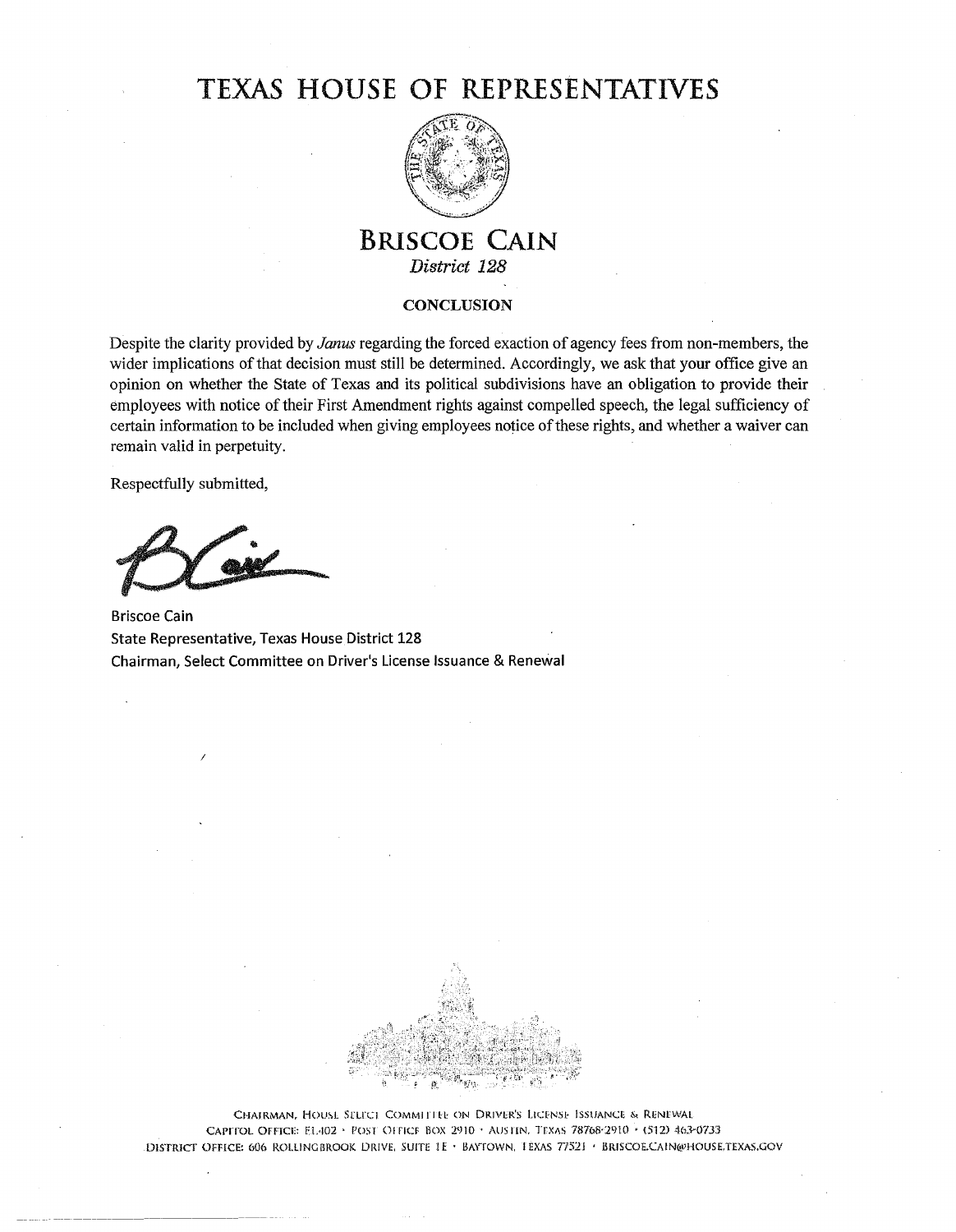# TEXAS HOUSE OF REPRESENTATIVES

## BRISCOE CAIN

*District 128*

### CONCLUSION

Despite the clarity provided by *Janus* regarding the forced exaction of agency fees from non-members, the wider implications of that decision must still be determined. Accordingly, we ask that your office give an opinion on whether the State of Texas and its political subdivisions have an obligation to provide their employees with notice of their First Amendment rights against compelled speech, the legal sufficiency of certain information to be included when giving employees notice of these rights, and whether a waiver can remain valid in perpetuity.

Respectfully submitted,

Briscoe Cain
State Representative, Texas House District 128
Chairman, Select Committee on Driver's License Issuance & Renewal

CHAIRMAN, HOUSE SELECT COMMITTEE ON DRIVER'S LICENSE ISSUANCE & RENEWAL
CAPITOL OFFICE: E1.402 · POST OFFICE BOX 2910 · AUSTIN, TEXAS 78768-2910 · (512) 463-0733
DISTRICT OFFICE: 606 ROLLINGBROOK DRIVE, SUITE 1E · BAYTOWN, TEXAS 77521 · BRISCOE.CAIN@HOUSE.TEXAS.GOV